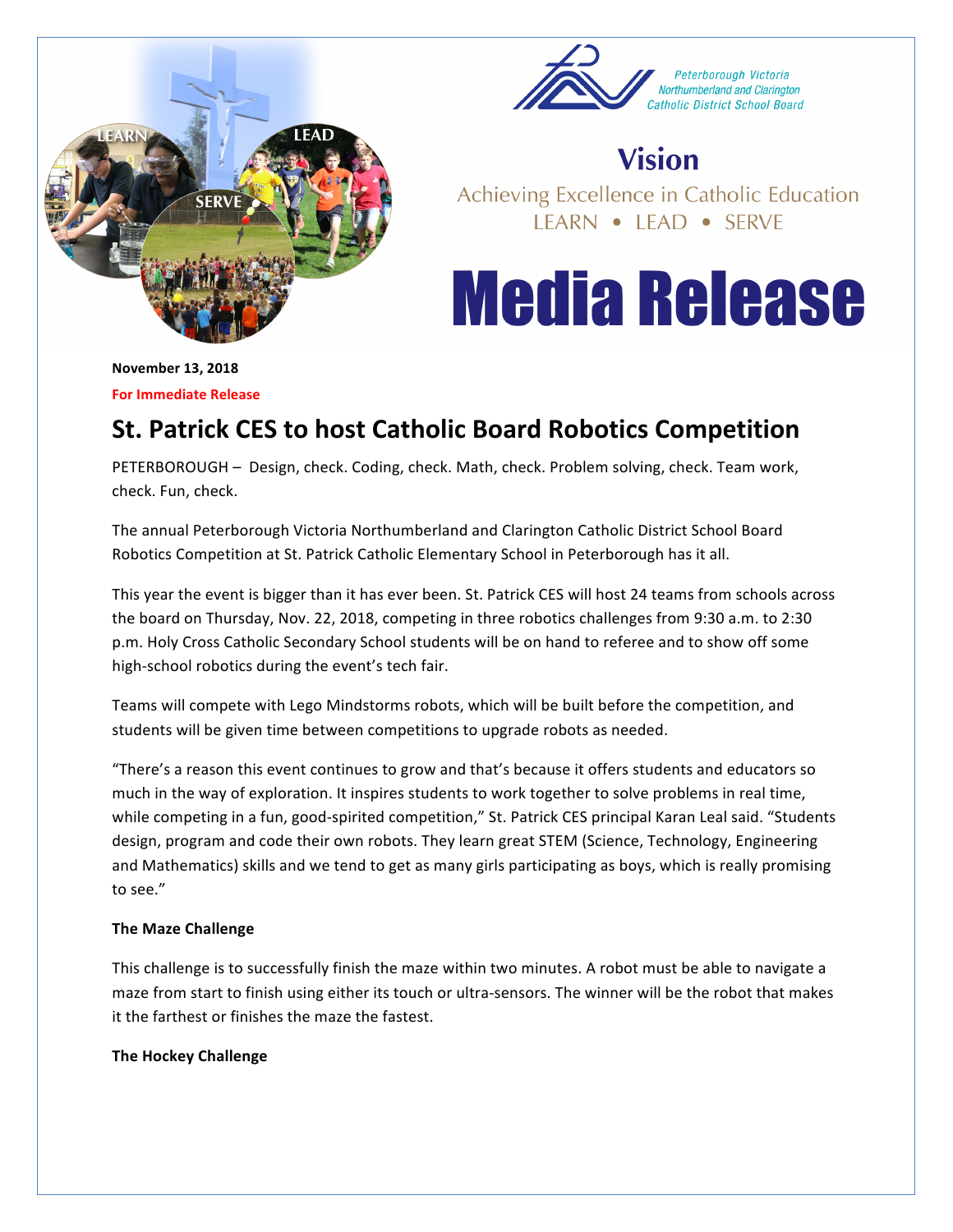Peterborough Victoria Northumberland and Clarington Catholic District School Board

**Vision**

Achieving Excellence in Catholic Education

LEARN • LEAD • SERVE

# Media Release

**November 13, 2018**

**For Immediate Release**

## St. Patrick CES to host Catholic Board Robotics Competition

PETERBOROUGH – Design, check. Coding, check. Math, check. Problem solving, check. Team work, check. Fun, check.

The annual Peterborough Victoria Northumberland and Clarington Catholic District School Board Robotics Competition at St. Patrick Catholic Elementary School in Peterborough has it all.

This year the event is bigger than it has ever been. St. Patrick CES will host 24 teams from schools across the board on Thursday, Nov. 22, 2018, competing in three robotics challenges from 9:30 a.m. to 2:30 p.m. Holy Cross Catholic Secondary School students will be on hand to referee and to show off some high-school robotics during the event's tech fair.

Teams will compete with Lego Mindstorms robots, which will be built before the competition, and students will be given time between competitions to upgrade robots as needed.

"There's a reason this event continues to grow and that's because it offers students and educators so much in the way of exploration. It inspires students to work together to solve problems in real time, while competing in a fun, good-spirited competition," St. Patrick CES principal Karan Leal said. "Students design, program and code their own robots. They learn great STEM (Science, Technology, Engineering and Mathematics) skills and we tend to get as many girls participating as boys, which is really promising to see."

**The Maze Challenge**

This challenge is to successfully finish the maze within two minutes. A robot must be able to navigate a maze from start to finish using either its touch or ultra-sensors. The winner will be the robot that makes it the farthest or finishes the maze the fastest.

**The Hockey Challenge**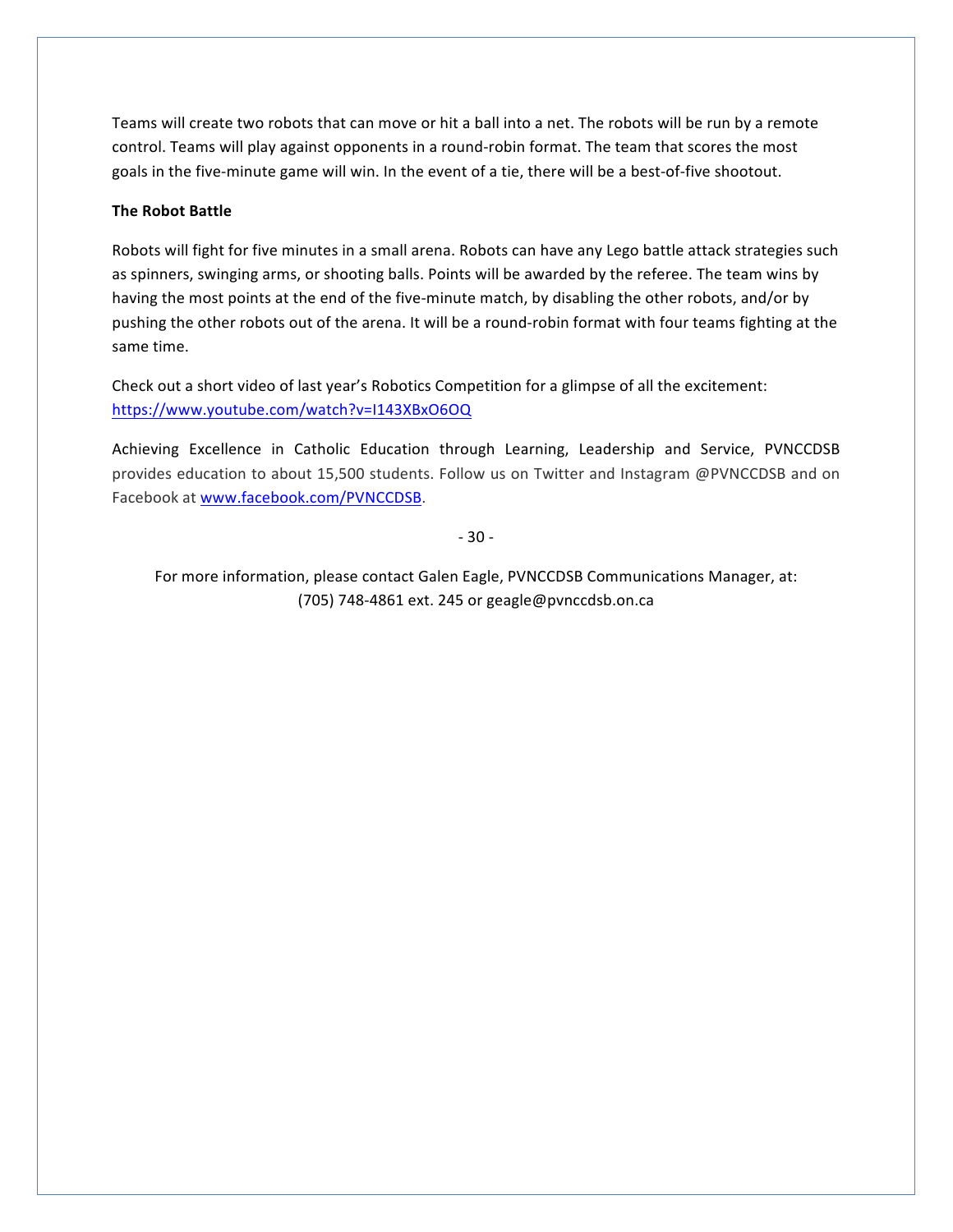Teams will create two robots that can move or hit a ball into a net. The robots will be run by a remote control. Teams will play against opponents in a round-robin format. The team that scores the most goals in the five-minute game will win. In the event of a tie, there will be a best-of-five shootout.

**The Robot Battle**

Robots will fight for five minutes in a small arena. Robots can have any Lego battle attack strategies such as spinners, swinging arms, or shooting balls. Points will be awarded by the referee. The team wins by having the most points at the end of the five-minute match, by disabling the other robots, and/or by pushing the other robots out of the arena. It will be a round-robin format with four teams fighting at the same time.

Check out a short video of last year's Robotics Competition for a glimpse of all the excitement: https://www.youtube.com/watch?v=I143XBxO6OQ

Achieving Excellence in Catholic Education through Learning, Leadership and Service, PVNCCDSB provides education to about 15,500 students. Follow us on Twitter and Instagram @PVNCCDSB and on Facebook at www.facebook.com/PVNCCDSB.

- 30 -

For more information, please contact Galen Eagle, PVNCCDSB Communications Manager, at: (705) 748-4861 ext. 245 or geagle@pvnccdsb.on.ca